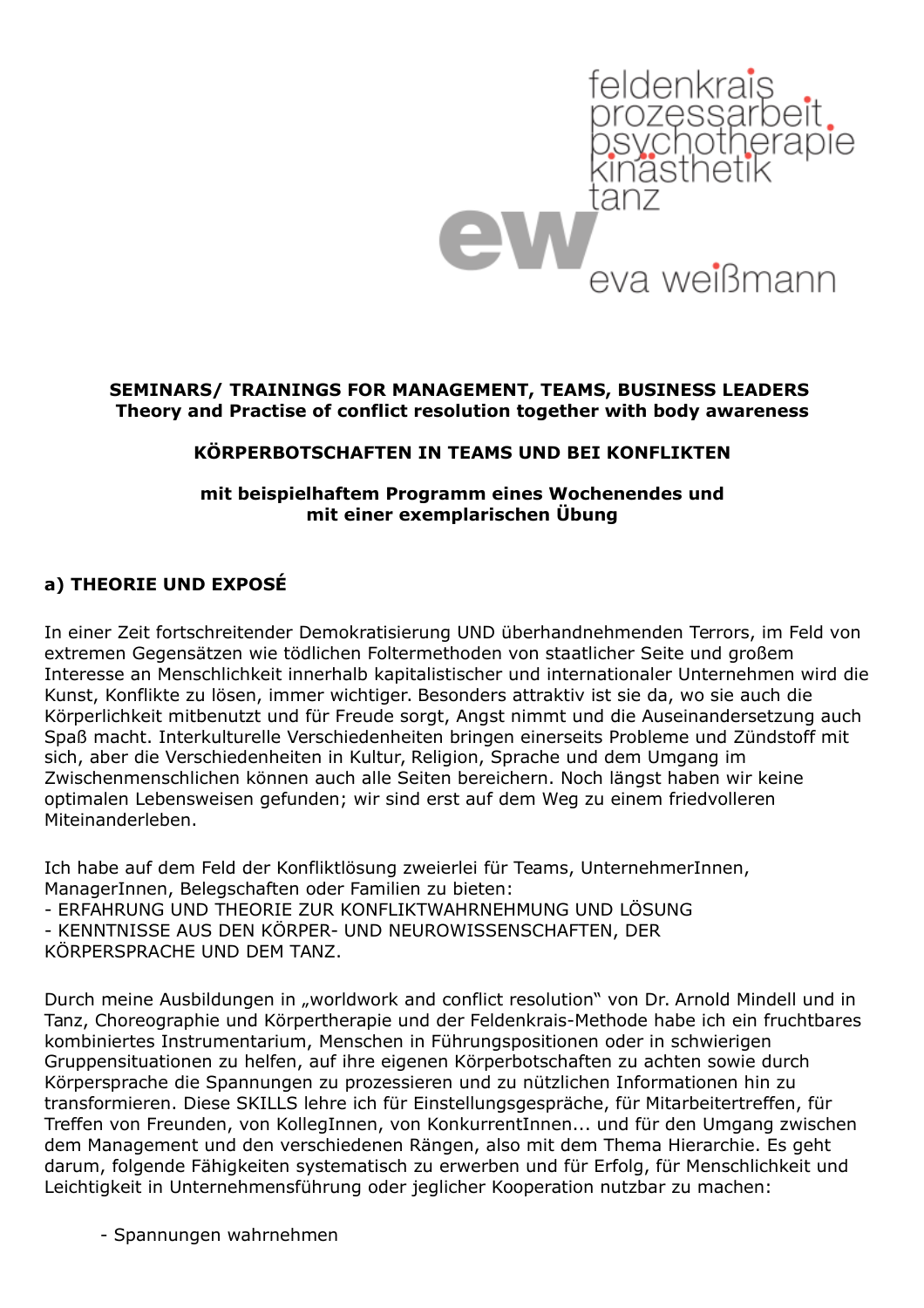feldenkrais
prozessarbeit
psychotherapie
kinästhetik
tanz

ew eva weißmann

**SEMINARS/ TRAININGS FOR MANAGEMENT, TEAMS, BUSINESS LEADERS**
**Theory and Practise of conflict resolution together with body awareness**

**KÖRPERBOTSCHAFTEN IN TEAMS UND BEI KONFLIKTEN**

**mit beispielhaftem Programm eines Wochenendes und mit einer exemplarischen Übung**

## a) THEORIE UND EXPOSÉ

In einer Zeit fortschreitender Demokratisierung UND überhandnehmenden Terrors, im Feld von extremen Gegensätzen wie tödlichen Foltermethoden von staatlicher Seite und großem Interesse an Menschlichkeit innerhalb kapitalistischer und internationaler Unternehmen wird die Kunst, Konflikte zu lösen, immer wichtiger. Besonders attraktiv ist sie da, wo sie auch die Körperlichkeit mitbenutzt und für Freude sorgt, Angst nimmt und die Auseinandersetzung auch Spaß macht. Interkulturelle Verschiedenheiten bringen einerseits Probleme und Zündstoff mit sich, aber die Verschiedenheiten in Kultur, Religion, Sprache und dem Umgang im Zwischenmenschlichen können auch alle Seiten bereichern. Noch längst haben wir keine optimalen Lebensweisen gefunden; wir sind erst auf dem Weg zu einem friedvolleren Miteinanderleben.

Ich habe auf dem Feld der Konfliktlösung zweierlei für Teams, UnternehmerInnen, ManagerInnen, Belegschaften oder Familien zu bieten:
- ERFAHRUNG UND THEORIE ZUR KONFLIKTWAHRNEHMUNG UND LÖSUNG
- KENNTNISSE AUS DEN KÖRPER- UND NEUROWISSENSCHAFTEN, DER KÖRPERSPRACHE UND DEM TANZ.

Durch meine Ausbildungen in „worldwork and conflict resolution" von Dr. Arnold Mindell und in Tanz, Choreographie und Körpertherapie und der Feldenkrais-Methode habe ich ein fruchtbares kombiniertes Instrumentarium, Menschen in Führungspositionen oder in schwierigen Gruppensituationen zu helfen, auf ihre eigenen Körperbotschaften zu achten sowie durch Körpersprache die Spannungen zu prozessieren und zu nützlichen Informationen hin zu transformieren. Diese SKILLS lehre ich für Einstellungsgespräche, für Mitarbeitertreffen, für Treffen von Freunden, von KollegInnen, von KonkurrentInnen... und für den Umgang zwischen dem Management und den verschiedenen Rängen, also mit dem Thema Hierarchie. Es geht darum, folgende Fähigkeiten systematisch zu erwerben und für Erfolg, für Menschlichkeit und Leichtigkeit in Unternehmensführung oder jeglicher Kooperation nutzbar zu machen:

- Spannungen wahrnehmen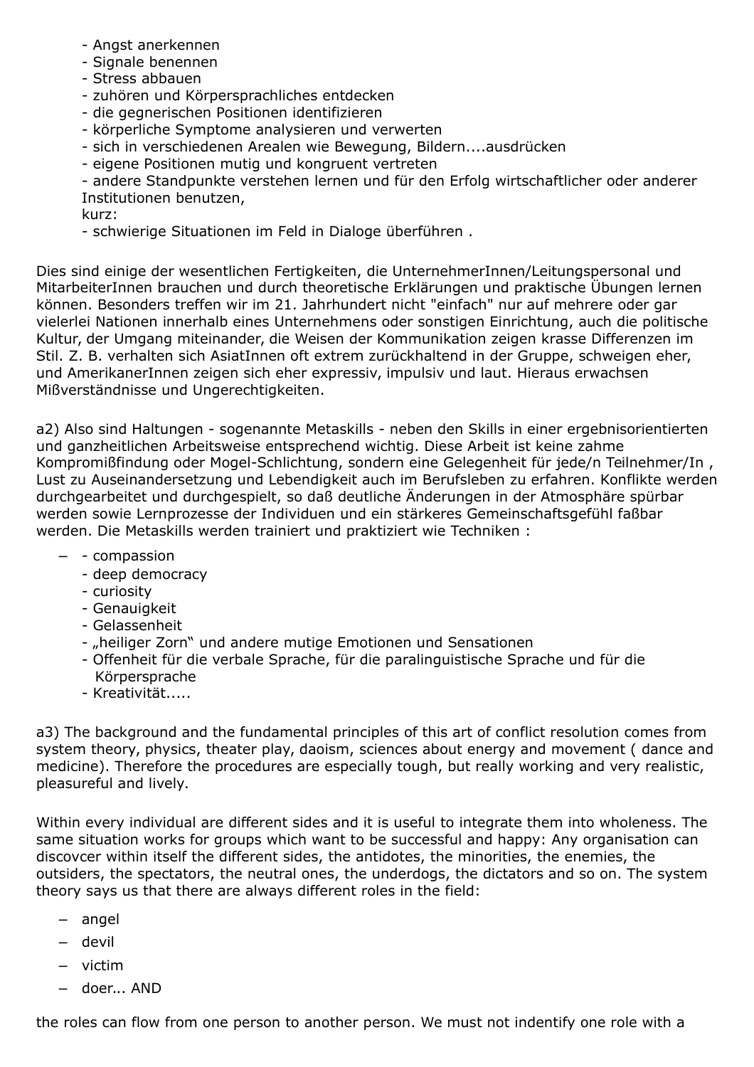- Angst anerkennen
- Signale benennen
- Stress abbauen
- zuhören und Körpersprachliches entdecken
- die gegnerischen Positionen identifizieren
- körperliche Symptome analysieren und verwerten
- sich in verschiedenen Arealen wie Bewegung, Bildern....ausdrücken
- eigene Positionen mutig und kongruent vertreten
- andere Standpunkte verstehen lernen und für den Erfolg wirtschaftlicher oder anderer Institutionen benutzen,

kurz:

- schwierige Situationen im Feld in Dialoge überführen .

Dies sind einige der wesentlichen Fertigkeiten, die UnternehmerInnen/Leitungspersonal und MitarbeiterInnen brauchen und durch theoretische Erklärungen und praktische Übungen lernen können. Besonders treffen wir im 21. Jahrhundert nicht "einfach" nur auf mehrere oder gar vielerlei Nationen innerhalb eines Unternehmens oder sonstigen Einrichtung, auch die politische Kultur, der Umgang miteinander, die Weisen der Kommunikation zeigen krasse Differenzen im Stil. Z. B. verhalten sich AsiatInnen oft extrem zurückhaltend in der Gruppe, schweigen eher, und AmerikanerInnen zeigen sich eher expressiv, impulsiv und laut. Hieraus erwachsen Mißverständnisse und Ungerechtigkeiten.

a2) Also sind Haltungen - sogenannte Metaskills - neben den Skills in einer ergebnisorientierten und ganzheitlichen Arbeitsweise entsprechend wichtig. Diese Arbeit ist keine zahme Kompromißfindung oder Mogel-Schlichtung, sondern eine Gelegenheit für jede/n Teilnehmer/In , Lust zu Auseinandersetzung und Lebendigkeit auch im Berufsleben zu erfahren. Konflikte werden durchgearbeitet und durchgespielt, so daß deutliche Änderungen in der Atmosphäre spürbar werden sowie Lernprozesse der Individuen und ein stärkeres Gemeinschaftsgefühl faßbar werden. Die Metaskills werden trainiert und praktiziert wie Techniken :

- - compassion
- deep democracy
- curiosity
- Genauigkeit
- Gelassenheit
- „heiliger Zorn" und andere mutige Emotionen und Sensationen
- Offenheit für die verbale Sprache, für die paralinguistische Sprache und für die Körpersprache
- Kreativität.....

a3) The background and the fundamental principles of this art of conflict resolution comes from system theory, physics, theater play, daoism, sciences about energy and movement ( dance and medicine). Therefore the procedures are especially tough, but really working and very realistic, pleasureful and lively.

Within every individual are different sides and it is useful to integrate them into wholeness. The same situation works for groups which want to be successful and happy: Any organisation can discovcer within itself the different sides, the antidotes, the minorities, the enemies, the outsiders, the spectators, the neutral ones, the underdogs, the dictators and so on. The system theory says us that there are always different roles in the field:

- angel
- devil
- victim
- doer... AND

the roles can flow from one person to another person. We must not indentify one role with a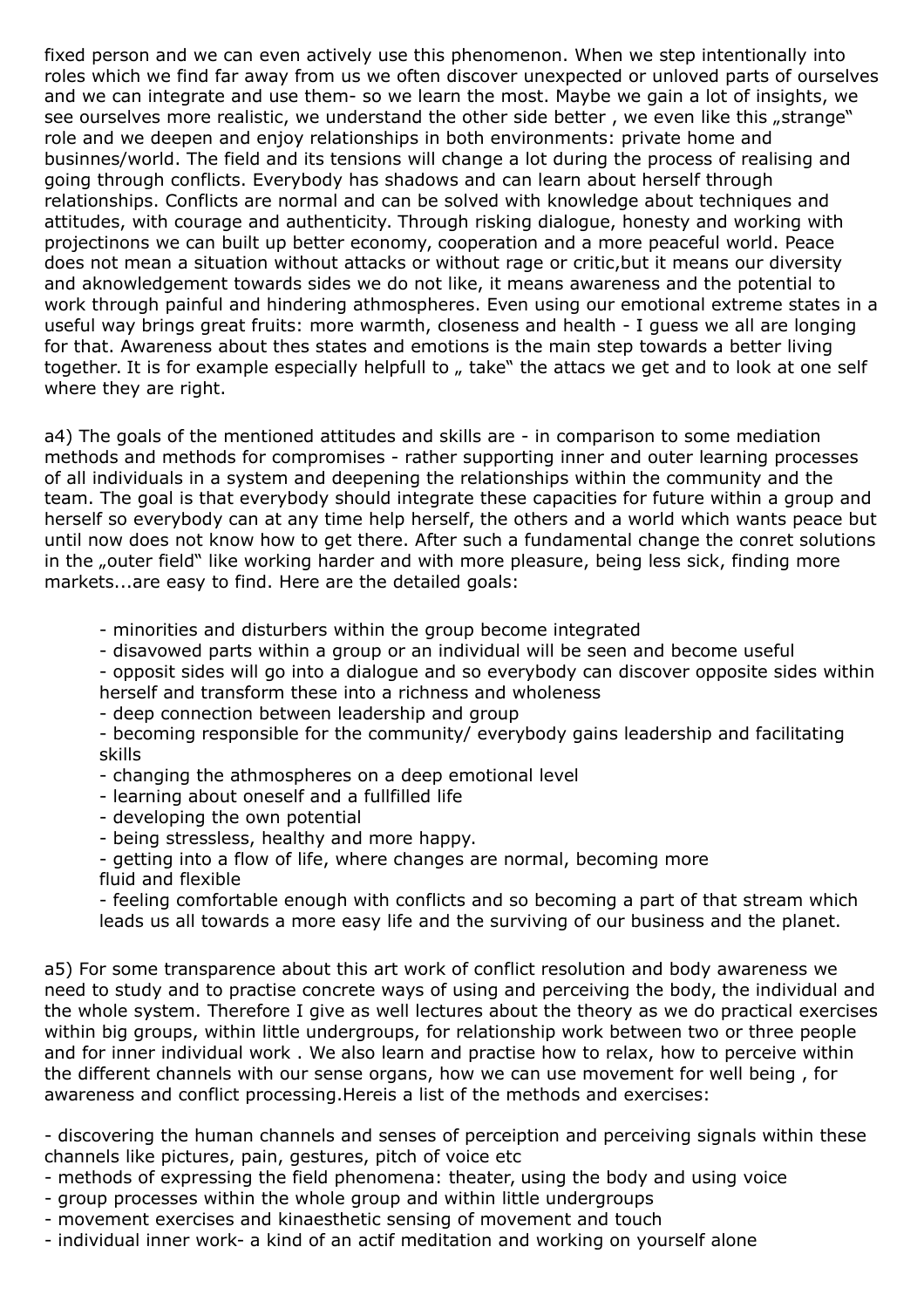fixed person and we can even actively use this phenomenon. When we step intentionally into roles which we find far away from us we often discover unexpected or unloved parts of ourselves and we can integrate and use them- so we learn the most. Maybe we gain a lot of insights, we see ourselves more realistic, we understand the other side better , we even like this „strange" role and we deepen and enjoy relationships in both environments: private home and businnes/world. The field and its tensions will change a lot during the process of realising and going through conflicts. Everybody has shadows and can learn about herself through relationships. Conflicts are normal and can be solved with knowledge about techniques and attitudes, with courage and authenticity. Through risking dialogue, honesty and working with projectinons we can built up better economy, cooperation and a more peaceful world. Peace does not mean a situation without attacks or without rage or critic,but it means our diversity and aknowledgement towards sides we do not like, it means awareness and the potential to work through painful and hindering athmospheres. Even using our emotional extreme states in a useful way brings great fruits: more warmth, closeness and health - I guess we all are longing for that. Awareness about thes states and emotions is the main step towards a better living together. It is for example especially helpfull to „ take" the attacs we get and to look at one self where they are right.

a4) The goals of the mentioned attitudes and skills are - in comparison to some mediation methods and methods for compromises - rather supporting inner and outer learning processes of all individuals in a system and deepening the relationships within the community and the team. The goal is that everybody should integrate these capacities for future within a group and herself so everybody can at any time help herself, the others and a world which wants peace but until now does not know how to get there. After such a fundamental change the conret solutions in the „outer field" like working harder and with more pleasure, being less sick, finding more markets...are easy to find. Here are the detailed goals:

- minorities and disturbers within the group become integrated
- disavowed parts within a group or an individual will be seen and become useful
- opposit sides will go into a dialogue and so everybody can discover opposite sides within herself and transform these into a richness and wholeness
- deep connection between leadership and group
- becoming responsible for the community/ everybody gains leadership and facilitating skills
- changing the athmospheres on a deep emotional level
- learning about oneself and a fullfilled life
- developing the own potential
- being stressless, healthy and more happy.
- getting into a flow of life, where changes are normal, becoming more fluid and flexible
- feeling comfortable enough with conflicts and so becoming a part of that stream which leads us all towards a more easy life and the surviving of our business and the planet.

a5) For some transparence about this art work of conflict resolution and body awareness we need to study and to practise concrete ways of using and perceiving the body, the individual and the whole system. Therefore I give as well lectures about the theory as we do practical exercises within big groups, within little undergroups, for relationship work between two or three people and for inner individual work . We also learn and practise how to relax, how to perceive within the different channels with our sense organs, how we can use movement for well being , for awareness and conflict processing.Hereis a list of the methods and exercises:

- discovering the human channels and senses of perceiption and perceiving signals within these channels like pictures, pain, gestures, pitch of voice etc
- methods of expressing the field phenomena: theater, using the body and using voice
- group processes within the whole group and within little undergroups
- movement exercises and kinaesthetic sensing of movement and touch
- individual inner work- a kind of an actif meditation and working on yourself alone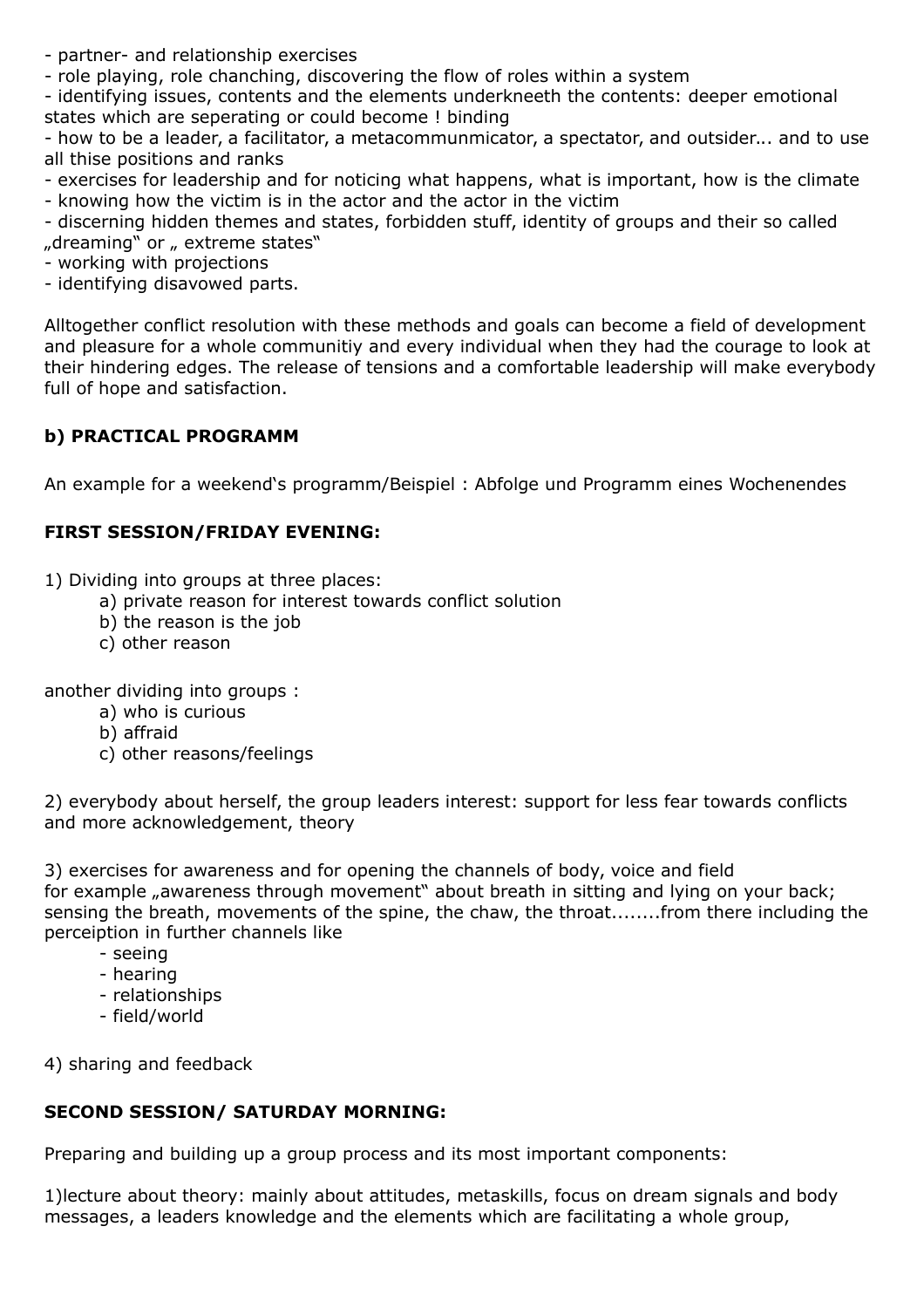- partner- and relationship exercises
- role playing, role chanching, discovering the flow of roles within a system
- identifying issues, contents and the elements underkneeth the contents: deeper emotional states which are seperating or could become ! binding
- how to be a leader, a facilitator, a metacommunmicator, a spectator, and outsider... and to use all thise positions and ranks
- exercises for leadership and for noticing what happens, what is important, how is the climate
- knowing how the victim is in the actor and the actor in the victim
- discerning hidden themes and states, forbidden stuff, identity of groups and their so called „dreaming" or „ extreme states"
- working with projections
- identifying disavowed parts.

Alltogether conflict resolution with these methods and goals can become a field of development and pleasure for a whole communitiy and every individual when they had the courage to look at their hindering edges. The release of tensions and a comfortable leadership will make everybody full of hope and satisfaction.

**b) PRACTICAL PROGRAMM**

An example for a weekend's programm/Beispiel : Abfolge und Programm eines Wochenendes

**FIRST SESSION/FRIDAY EVENING:**

1) Dividing into groups at three places:
   a) private reason for interest towards conflict solution
   b) the reason is the job
   c) other reason

another dividing into groups :
   a) who is curious
   b) affraid
   c) other reasons/feelings

2) everybody about herself, the group leaders interest: support for less fear towards conflicts and more acknowledgement, theory

3) exercises for awareness and for opening the channels of body, voice and field for example „awareness through movement" about breath in sitting and lying on your back; sensing the breath, movements of the spine, the chaw, the throat........from there including the perceiption in further channels like
   - seeing
   - hearing
   - relationships
   - field/world

4) sharing and feedback

**SECOND SESSION/ SATURDAY MORNING:**

Preparing and building up a group process and its most important components:

1)lecture about theory: mainly about attitudes, metaskills, focus on dream signals and body messages, a leaders knowledge and the elements which are facilitating a whole group,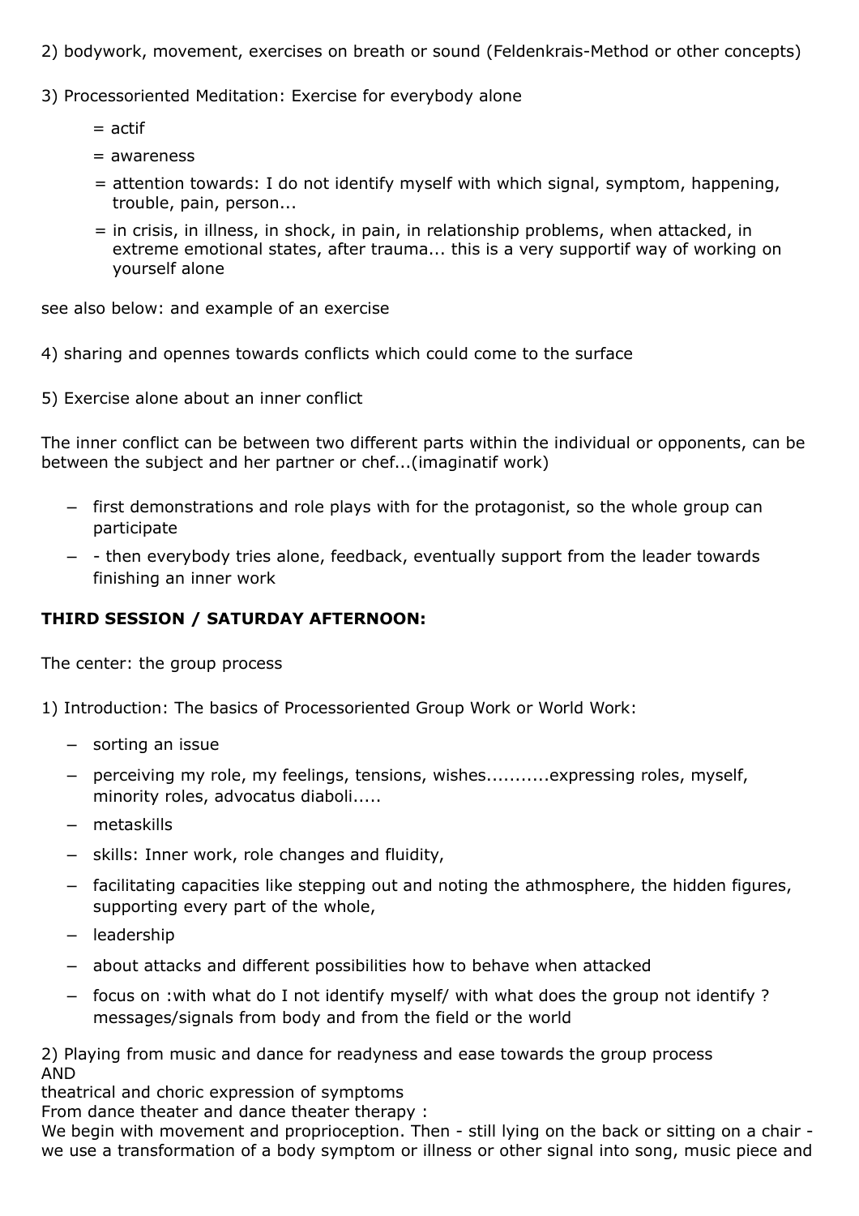2) bodywork, movement, exercises on breath or sound (Feldenkrais-Method or other concepts)

3) Processoriented Meditation: Exercise for everybody alone

= actif

= awareness

= attention towards: I do not identify myself with which signal, symptom, happening, trouble, pain, person...

= in crisis, in illness, in shock, in pain, in relationship problems, when attacked, in extreme emotional states, after trauma... this is a very supportif way of working on yourself alone

see also below: and example of an exercise

4) sharing and opennes towards conflicts which could come to the surface

5) Exercise alone about an inner conflict

The inner conflict can be between two different parts within the individual or opponents, can be between the subject and her partner or chef...(imaginatif work)

- first demonstrations and role plays with for the protagonist, so the whole group can participate
- - then everybody tries alone, feedback, eventually support from the leader towards finishing an inner work

**THIRD SESSION / SATURDAY AFTERNOON:**

The center: the group process

1) Introduction: The basics of Processoriented Group Work or World Work:

- sorting an issue
- perceiving my role, my feelings, tensions, wishes...........expressing roles, myself, minority roles, advocatus diaboli.....
- metaskills
- skills: Inner work, role changes and fluidity,
- facilitating capacities like stepping out and noting the athmosphere, the hidden figures, supporting every part of the whole,
- leadership
- about attacks and different possibilities how to behave when attacked
- focus on :with what do I not identify myself/ with what does the group not identify ? messages/signals from body and from the field or the world

2) Playing from music and dance for readyness and ease towards the group process
AND
theatrical and choric expression of symptoms
From dance theater and dance theater therapy :
We begin with movement and proprioception. Then - still lying on the back or sitting on a chair - we use a transformation of a body symptom or illness or other signal into song, music piece and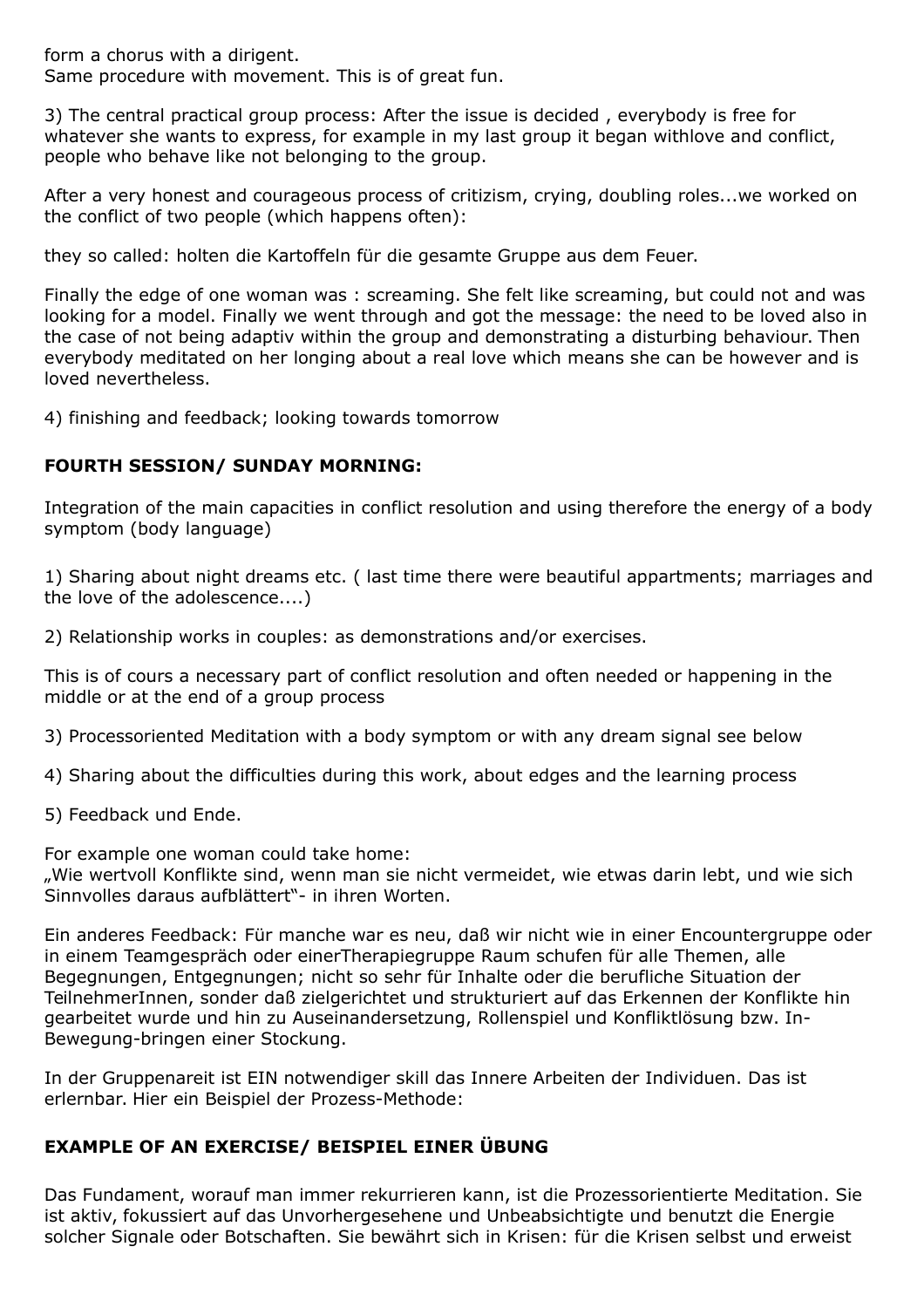form a chorus with a dirigent.
Same procedure with movement. This is of great fun.

3) The central practical group process: After the issue is decided , everybody is free for whatever she wants to express, for example in my last group it began withlove and conflict, people who behave like not belonging to the group.

After a very honest and courageous process of critizism, crying, doubling roles...we worked on the conflict of two people (which happens often):

they so called: holten die Kartoffeln für die gesamte Gruppe aus dem Feuer.

Finally the edge of one woman was : screaming. She felt like screaming, but could not and was looking for a model. Finally we went through and got the message: the need to be loved also in the case of not being adaptiv within the group and demonstrating a disturbing behaviour. Then everybody meditated on her longing about a real love which means she can be however and is loved nevertheless.

4) finishing and feedback; looking towards tomorrow

### FOURTH SESSION/ SUNDAY MORNING:

Integration of the main capacities in conflict resolution and using therefore the energy of a body symptom (body language)

1) Sharing about night dreams etc. ( last time there were beautiful appartments; marriages and the love of the adolescence....)

2) Relationship works in couples: as demonstrations and/or exercises.

This is of cours a necessary part of conflict resolution and often needed or happening in the middle or at the end of a group process

3) Processoriented Meditation with a body symptom or with any dream signal see below

4) Sharing about the difficulties during this work, about edges and the learning process

5) Feedback und Ende.

For example one woman could take home:
„Wie wertvoll Konflikte sind, wenn man sie nicht vermeidet, wie etwas darin lebt, und wie sich Sinnvolles daraus aufblättert"- in ihren Worten.

Ein anderes Feedback: Für manche war es neu, daß wir nicht wie in einer Encountergruppe oder in einem Teamgespräch oder einerTherapiegruppe Raum schufen für alle Themen, alle Begegnungen, Entgegnungen; nicht so sehr für Inhalte oder die berufliche Situation der TeilnehmerInnen, sonder daß zielgerichtet und strukturiert auf das Erkennen der Konflikte hin gearbeitet wurde und hin zu Auseinandersetzung, Rollenspiel und Konfliktlösung bzw. In-Bewegung-bringen einer Stockung.

In der Gruppenareit ist EIN notwendiger skill das Innere Arbeiten der Individuen. Das ist erlernbar. Hier ein Beispiel der Prozess-Methode:

### EXAMPLE OF AN EXERCISE/ BEISPIEL EINER ÜBUNG

Das Fundament, worauf man immer rekurrieren kann, ist die Prozessorientierte Meditation. Sie ist aktiv, fokussiert auf das Unvorhergesehene und Unbeabsichtigte und benutzt die Energie solcher Signale oder Botschaften. Sie bewährt sich in Krisen: für die Krisen selbst und erweist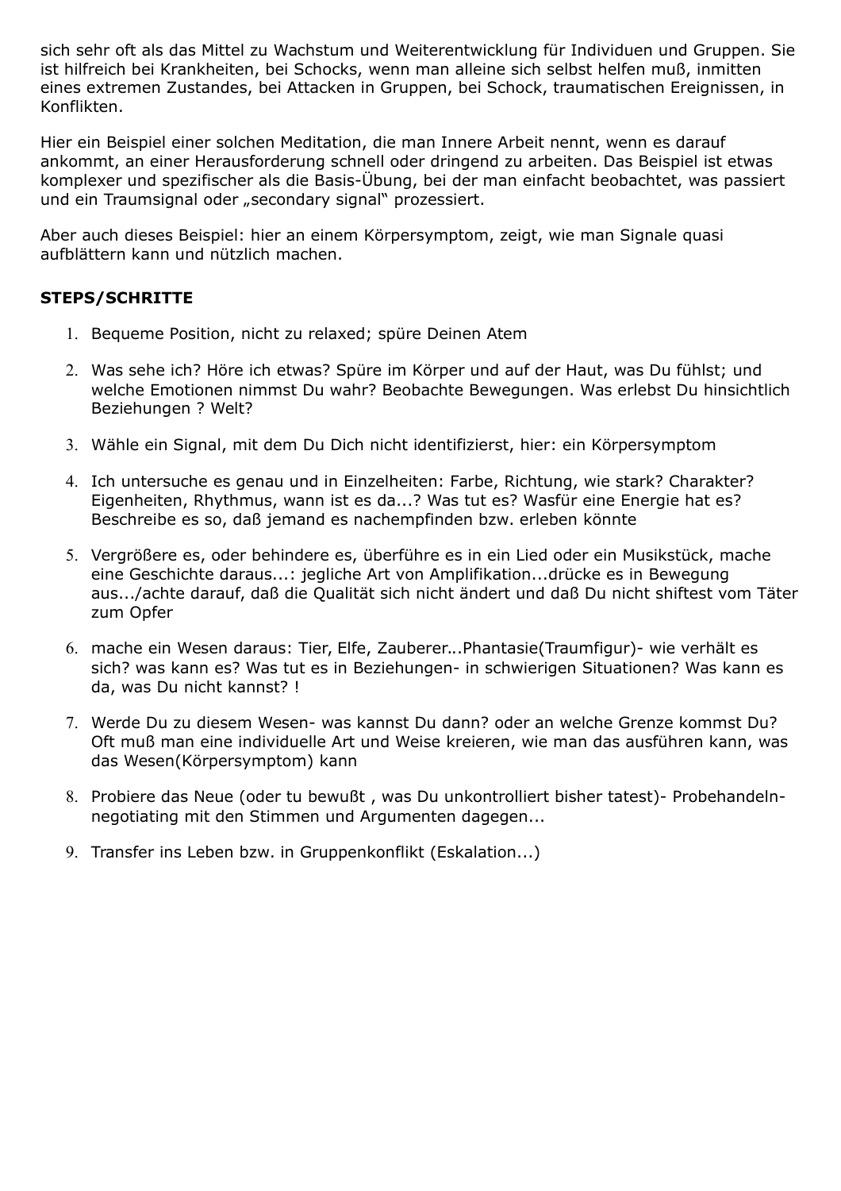sich sehr oft als das Mittel zu Wachstum und Weiterentwicklung für Individuen und Gruppen. Sie ist hilfreich bei Krankheiten, bei Schocks, wenn man alleine sich selbst helfen muß, inmitten eines extremen Zustandes, bei Attacken in Gruppen, bei Schock, traumatischen Ereignissen, in Konflikten.

Hier ein Beispiel einer solchen Meditation, die man Innere Arbeit nennt, wenn es darauf ankommt, an einer Herausforderung schnell oder dringend zu arbeiten. Das Beispiel ist etwas komplexer und spezifischer als die Basis-Übung, bei der man einfacht beobachtet, was passiert und ein Traumsignal oder „secondary signal" prozessiert.

Aber auch dieses Beispiel: hier an einem Körpersymptom, zeigt, wie man Signale quasi aufblättern kann und nützlich machen.

**STEPS/SCHRITTE**

1. Bequeme Position, nicht zu relaxed; spüre Deinen Atem
2. Was sehe ich? Höre ich etwas? Spüre im Körper und auf der Haut, was Du fühlst; und welche Emotionen nimmst Du wahr? Beobachte Bewegungen. Was erlebst Du hinsichtlich Beziehungen ? Welt?
3. Wähle ein Signal, mit dem Du Dich nicht identifizierst, hier: ein Körpersymptom
4. Ich untersuche es genau und in Einzelheiten: Farbe, Richtung, wie stark? Charakter? Eigenheiten, Rhythmus, wann ist es da...? Was tut es? Wasfür eine Energie hat es? Beschreibe es so, daß jemand es nachempfinden bzw. erleben könnte
5. Vergrößere es, oder behindere es, überführe es in ein Lied oder ein Musikstück, mache eine Geschichte daraus...: jegliche Art von Amplifikation...drücke es in Bewegung aus.../achte darauf, daß die Qualität sich nicht ändert und daß Du nicht shiftest vom Täter zum Opfer
6. mache ein Wesen daraus: Tier, Elfe, Zauberer...Phantasie(Traumfigur)- wie verhält es sich? was kann es? Was tut es in Beziehungen- in schwierigen Situationen? Was kann es da, was Du nicht kannst? !
7. Werde Du zu diesem Wesen- was kannst Du dann? oder an welche Grenze kommst Du? Oft muß man eine individuelle Art und Weise kreieren, wie man das ausführen kann, was das Wesen(Körpersymptom) kann
8. Probiere das Neue (oder tu bewußt , was Du unkontrolliert bisher tatest)- Probehandeln- negotiating mit den Stimmen und Argumenten dagegen...
9. Transfer ins Leben bzw. in Gruppenkonflikt (Eskalation...)